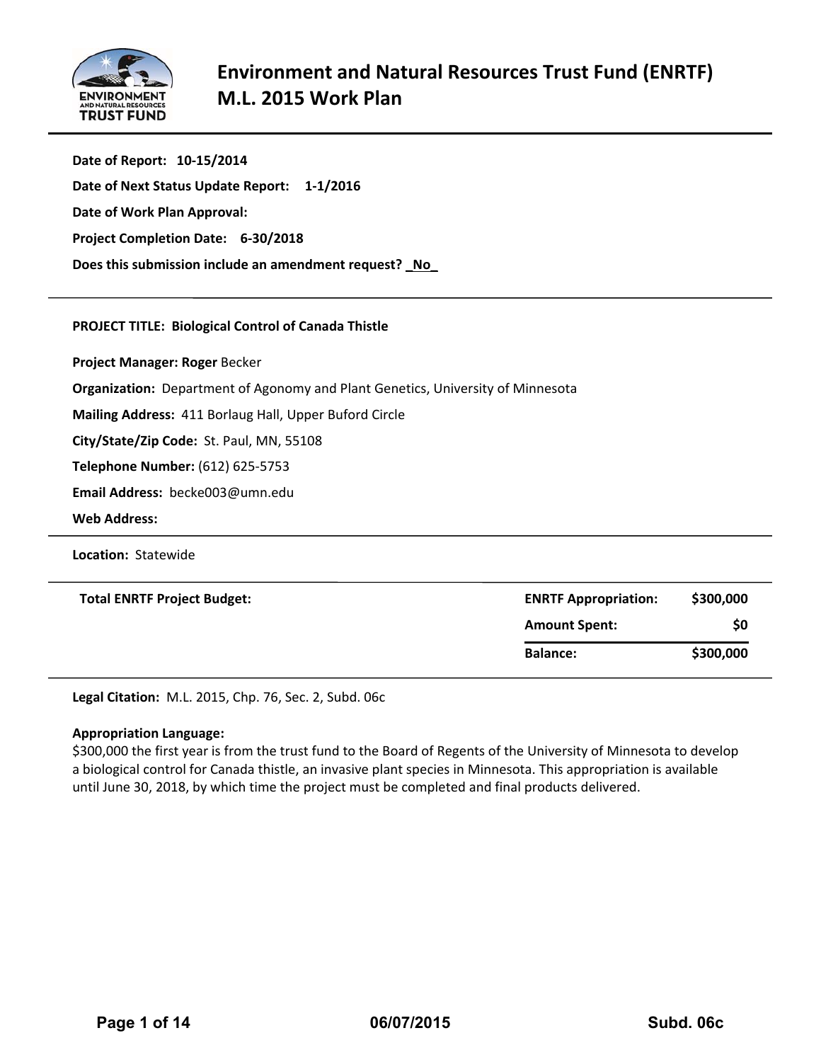# Environment and Natural Resources Trust Fund (ENRTF) M.L. 2015 Work Plan

**Date of Report: 10-15/2014**

**Date of Next Status Update Report: 1-1/2016**

**Date of Work Plan Approval:**

**Project Completion Date: 6-30/2018**

**Does this submission include an amendment request? _No_**

---

**PROJECT TITLE: Biological Control of Canada Thistle**

**Project Manager: Roger** Becker

**Organization:** Department of Agonomy and Plant Genetics, University of Minnesota

**Mailing Address:** 411 Borlaug Hall, Upper Buford Circle

**City/State/Zip Code:** St. Paul, MN, 55108

**Telephone Number:** (612) 625-5753

**Email Address:** becke003@umn.edu

**Web Address:**

---

**Location:** Statewide

---

| **Total ENRTF Project Budget:** | **ENRTF Appropriation:** | **$300,000** |
|---|---|---|
| | **Amount Spent:** | **$0** |
| | **Balance:** | **$300,000** |

---

**Legal Citation:** M.L. 2015, Chp. 76, Sec. 2, Subd. 06c

**Appropriation Language:**
$300,000 the first year is from the trust fund to the Board of Regents of the University of Minnesota to develop a biological control for Canada thistle, an invasive plant species in Minnesota. This appropriation is available until June 30, 2018, by which time the project must be completed and final products delivered.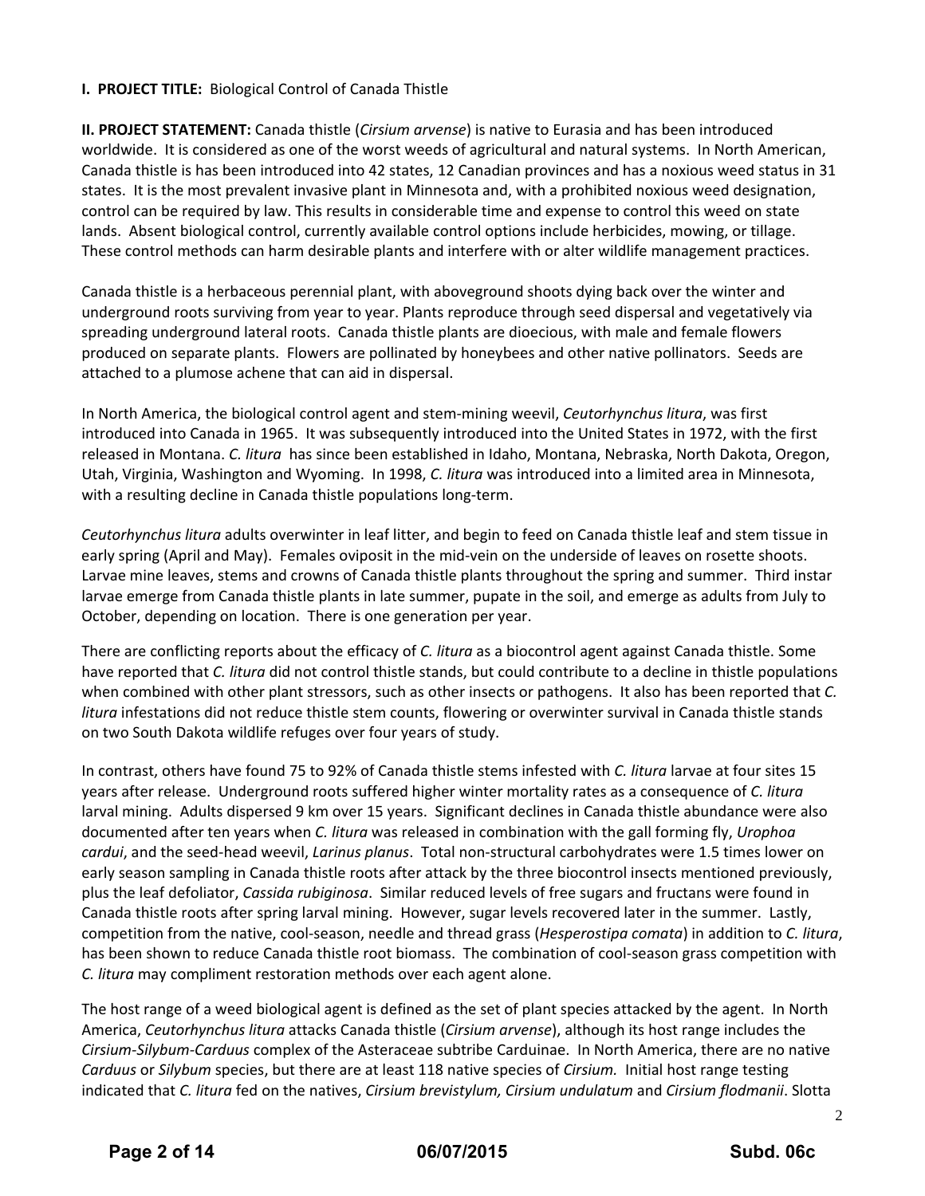**I. PROJECT TITLE:** Biological Control of Canada Thistle

**II. PROJECT STATEMENT:** Canada thistle (*Cirsium arvense*) is native to Eurasia and has been introduced worldwide. It is considered as one of the worst weeds of agricultural and natural systems. In North American, Canada thistle is has been introduced into 42 states, 12 Canadian provinces and has a noxious weed status in 31 states. It is the most prevalent invasive plant in Minnesota and, with a prohibited noxious weed designation, control can be required by law. This results in considerable time and expense to control this weed on state lands. Absent biological control, currently available control options include herbicides, mowing, or tillage. These control methods can harm desirable plants and interfere with or alter wildlife management practices.

Canada thistle is a herbaceous perennial plant, with aboveground shoots dying back over the winter and underground roots surviving from year to year. Plants reproduce through seed dispersal and vegetatively via spreading underground lateral roots. Canada thistle plants are dioecious, with male and female flowers produced on separate plants. Flowers are pollinated by honeybees and other native pollinators. Seeds are attached to a plumose achene that can aid in dispersal.

In North America, the biological control agent and stem-mining weevil, *Ceutorhynchus litura*, was first introduced into Canada in 1965. It was subsequently introduced into the United States in 1972, with the first released in Montana. *C. litura* has since been established in Idaho, Montana, Nebraska, North Dakota, Oregon, Utah, Virginia, Washington and Wyoming. In 1998, *C. litura* was introduced into a limited area in Minnesota, with a resulting decline in Canada thistle populations long-term.

*Ceutorhynchus litura* adults overwinter in leaf litter, and begin to feed on Canada thistle leaf and stem tissue in early spring (April and May). Females oviposit in the mid-vein on the underside of leaves on rosette shoots. Larvae mine leaves, stems and crowns of Canada thistle plants throughout the spring and summer. Third instar larvae emerge from Canada thistle plants in late summer, pupate in the soil, and emerge as adults from July to October, depending on location. There is one generation per year.

There are conflicting reports about the efficacy of *C. litura* as a biocontrol agent against Canada thistle. Some have reported that *C. litura* did not control thistle stands, but could contribute to a decline in thistle populations when combined with other plant stressors, such as other insects or pathogens. It also has been reported that *C. litura* infestations did not reduce thistle stem counts, flowering or overwinter survival in Canada thistle stands on two South Dakota wildlife refuges over four years of study.

In contrast, others have found 75 to 92% of Canada thistle stems infested with *C. litura* larvae at four sites 15 years after release. Underground roots suffered higher winter mortality rates as a consequence of *C. litura* larval mining. Adults dispersed 9 km over 15 years. Significant declines in Canada thistle abundance were also documented after ten years when *C. litura* was released in combination with the gall forming fly, *Urophoa cardui*, and the seed-head weevil, *Larinus planus*. Total non-structural carbohydrates were 1.5 times lower on early season sampling in Canada thistle roots after attack by the three biocontrol insects mentioned previously, plus the leaf defoliator, *Cassida rubiginosa*. Similar reduced levels of free sugars and fructans were found in Canada thistle roots after spring larval mining. However, sugar levels recovered later in the summer. Lastly, competition from the native, cool-season, needle and thread grass (*Hesperostipa comata*) in addition to *C. litura*, has been shown to reduce Canada thistle root biomass. The combination of cool-season grass competition with *C. litura* may compliment restoration methods over each agent alone.

The host range of a weed biological agent is defined as the set of plant species attacked by the agent. In North America, *Ceutorhynchus litura* attacks Canada thistle (*Cirsium arvense*), although its host range includes the *Cirsium-Silybum-Carduus* complex of the Asteraceae subtribe Carduinae. In North America, there are no native *Carduus* or *Silybum* species, but there are at least 118 native species of *Cirsium.* Initial host range testing indicated that *C. litura* fed on the natives, *Cirsium brevistylum, Cirsium undulatum* and *Cirsium flodmanii*. Slotta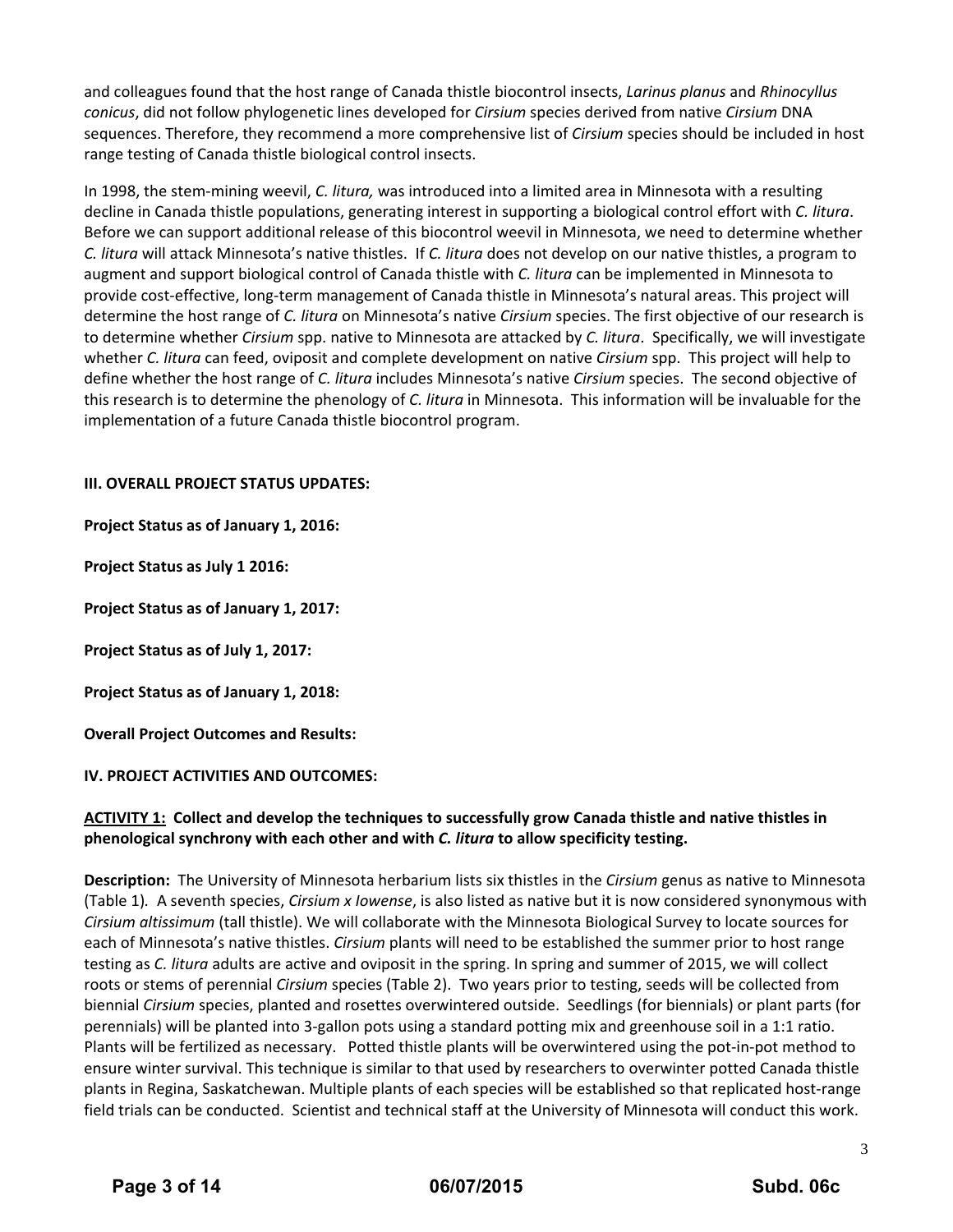and colleagues found that the host range of Canada thistle biocontrol insects, *Larinus planus* and *Rhinocyllus conicus*, did not follow phylogenetic lines developed for *Cirsium* species derived from native *Cirsium* DNA sequences. Therefore, they recommend a more comprehensive list of *Cirsium* species should be included in host range testing of Canada thistle biological control insects.

In 1998, the stem-mining weevil, *C. litura,* was introduced into a limited area in Minnesota with a resulting decline in Canada thistle populations, generating interest in supporting a biological control effort with *C. litura*. Before we can support additional release of this biocontrol weevil in Minnesota, we need to determine whether *C. litura* will attack Minnesota's native thistles. If *C. litura* does not develop on our native thistles, a program to augment and support biological control of Canada thistle with *C. litura* can be implemented in Minnesota to provide cost-effective, long-term management of Canada thistle in Minnesota's natural areas. This project will determine the host range of *C. litura* on Minnesota's native *Cirsium* species. The first objective of our research is to determine whether *Cirsium* spp. native to Minnesota are attacked by *C. litura*. Specifically, we will investigate whether *C. litura* can feed, oviposit and complete development on native *Cirsium* spp. This project will help to define whether the host range of *C. litura* includes Minnesota's native *Cirsium* species. The second objective of this research is to determine the phenology of *C. litura* in Minnesota. This information will be invaluable for the implementation of a future Canada thistle biocontrol program.

## III. OVERALL PROJECT STATUS UPDATES:

**Project Status as of January 1, 2016:**

**Project Status as July 1 2016:**

**Project Status as of January 1, 2017:**

**Project Status as of July 1, 2017:**

**Project Status as of January 1, 2018:**

**Overall Project Outcomes and Results:**

## IV. PROJECT ACTIVITIES AND OUTCOMES:

### <u>ACTIVITY 1:</u> Collect and develop the techniques to successfully grow Canada thistle and native thistles in phenological synchrony with each other and with *C. litura* to allow specificity testing.

**Description:** The University of Minnesota herbarium lists six thistles in the *Cirsium* genus as native to Minnesota (Table 1). A seventh species, *Cirsium x Iowense*, is also listed as native but it is now considered synonymous with *Cirsium altissimum* (tall thistle). We will collaborate with the Minnesota Biological Survey to locate sources for each of Minnesota's native thistles. *Cirsium* plants will need to be established the summer prior to host range testing as *C. litura* adults are active and oviposit in the spring. In spring and summer of 2015, we will collect roots or stems of perennial *Cirsium* species (Table 2). Two years prior to testing, seeds will be collected from biennial *Cirsium* species, planted and rosettes overwintered outside. Seedlings (for biennials) or plant parts (for perennials) will be planted into 3-gallon pots using a standard potting mix and greenhouse soil in a 1:1 ratio. Plants will be fertilized as necessary. Potted thistle plants will be overwintered using the pot-in-pot method to ensure winter survival. This technique is similar to that used by researchers to overwinter potted Canada thistle plants in Regina, Saskatchewan. Multiple plants of each species will be established so that replicated host-range field trials can be conducted. Scientist and technical staff at the University of Minnesota will conduct this work.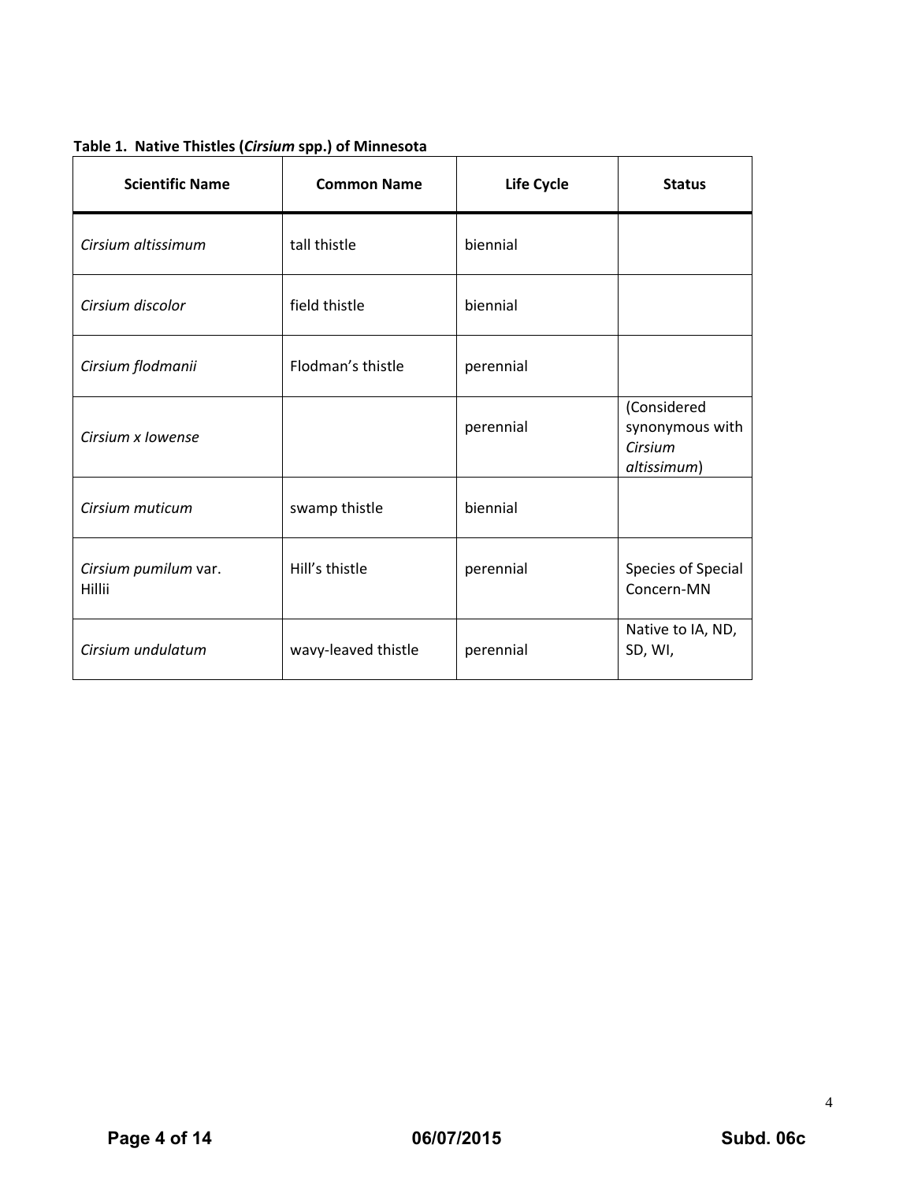**Table 1. Native Thistles (*Cirsium* spp.) of Minnesota**

| Scientific Name | Common Name | Life Cycle | Status |
|---|---|---|---|
| *Cirsium altissimum* | tall thistle | biennial | |
| *Cirsium discolor* | field thistle | biennial | |
| *Cirsium flodmanii* | Flodman's thistle | perennial | |
| *Cirsium x Iowense* | | perennial | (Considered synonymous with *Cirsium altissimum*) |
| *Cirsium muticum* | swamp thistle | biennial | |
| *Cirsium pumilum* var. Hillii | Hill's thistle | perennial | Species of Special Concern-MN |
| *Cirsium undulatum* | wavy-leaved thistle | perennial | Native to IA, ND, SD, WI, |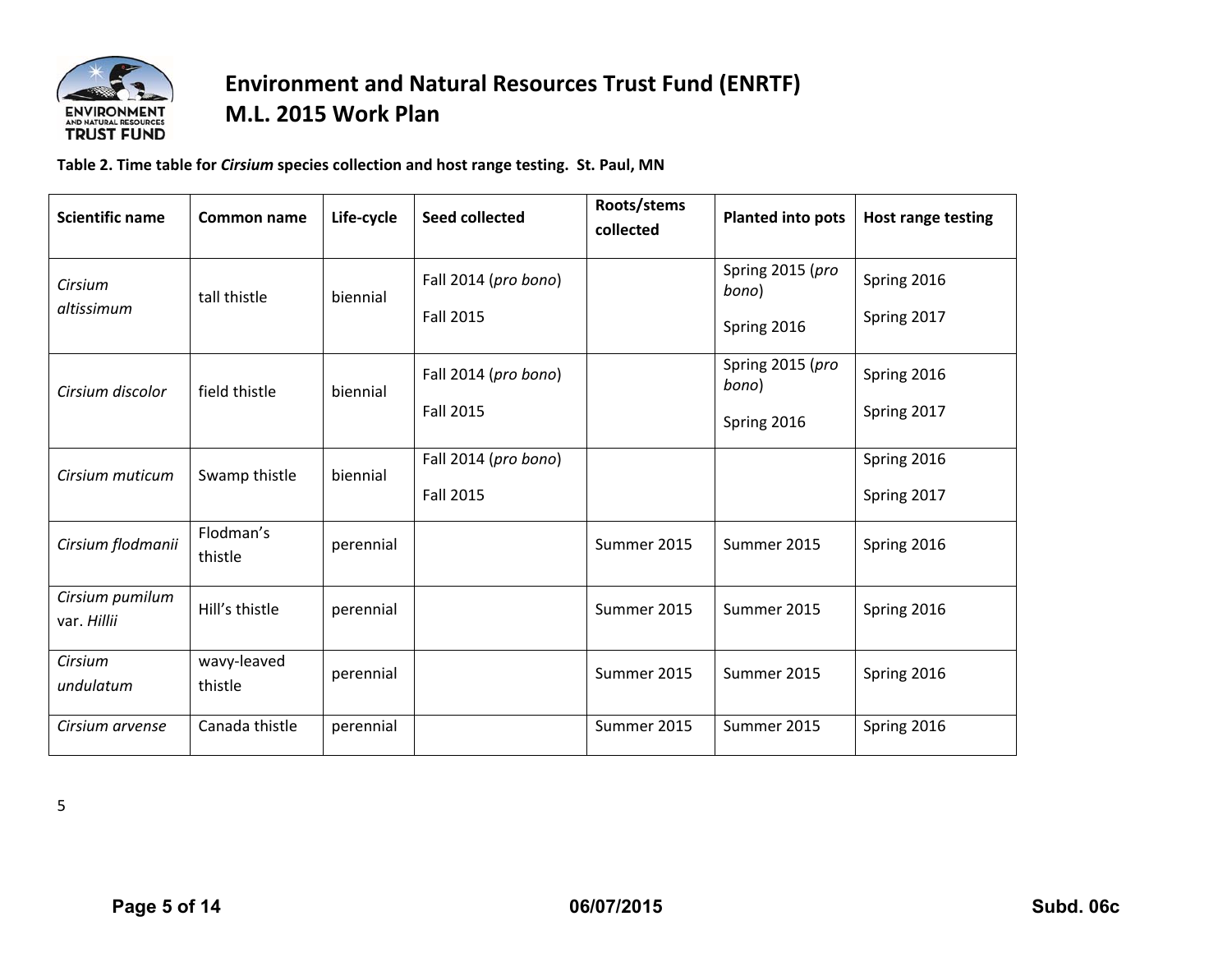**Table 2. Time table for *Cirsium* species collection and host range testing. St. Paul, MN**

| Scientific name | Common name | Life-cycle | Seed collected | Roots/stems collected | Planted into pots | Host range testing |
|---|---|---|---|---|---|---|
| *Cirsium altissimum* | tall thistle | biennial | Fall 2014 (*pro bono*)<br>Fall 2015 | | Spring 2015 (*pro bono*)<br>Spring 2016 | Spring 2016<br>Spring 2017 |
| *Cirsium discolor* | field thistle | biennial | Fall 2014 (*pro bono*)<br>Fall 2015 | | Spring 2015 (*pro bono*)<br>Spring 2016 | Spring 2016<br>Spring 2017 |
| *Cirsium muticum* | Swamp thistle | biennial | Fall 2014 (*pro bono*)<br>Fall 2015 | | | Spring 2016<br>Spring 2017 |
| *Cirsium flodmanii* | Flodman's thistle | perennial | | Summer 2015 | Summer 2015 | Spring 2016 |
| *Cirsium pumilum* var. *Hillii* | Hill's thistle | perennial | | Summer 2015 | Summer 2015 | Spring 2016 |
| *Cirsium undulatum* | wavy-leaved thistle | perennial | | Summer 2015 | Summer 2015 | Spring 2016 |
| *Cirsium arvense* | Canada thistle | perennial | | Summer 2015 | Summer 2015 | Spring 2016 |

5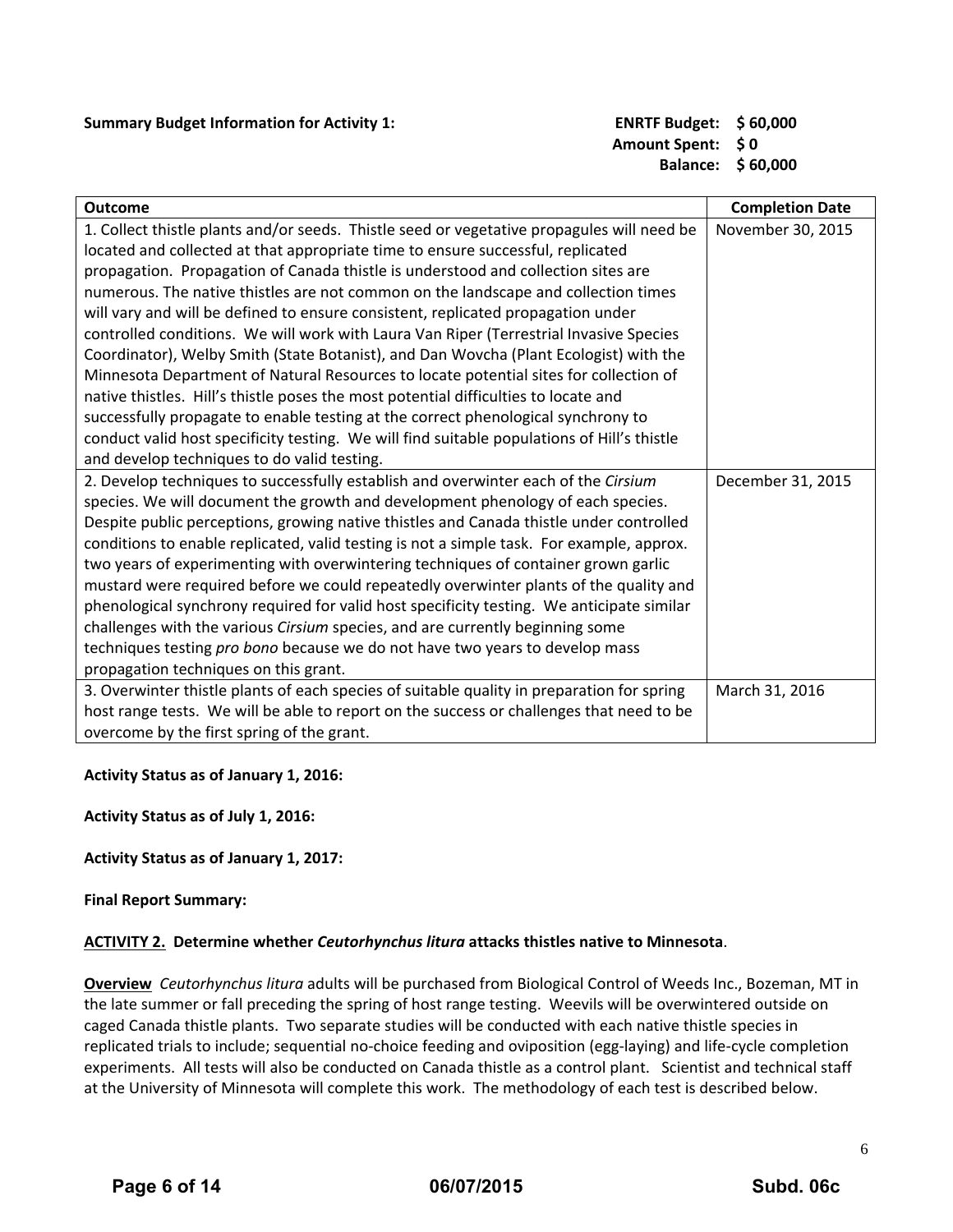**Summary Budget Information for Activity 1:** **ENRTF Budget: $ 60,000**
**Amount Spent: $ 0**
**Balance: $ 60,000**

| Outcome | Completion Date |
|---|---|
| 1. Collect thistle plants and/or seeds. Thistle seed or vegetative propagules will need be located and collected at that appropriate time to ensure successful, replicated propagation. Propagation of Canada thistle is understood and collection sites are numerous. The native thistles are not common on the landscape and collection times will vary and will be defined to ensure consistent, replicated propagation under controlled conditions. We will work with Laura Van Riper (Terrestrial Invasive Species Coordinator), Welby Smith (State Botanist), and Dan Wovcha (Plant Ecologist) with the Minnesota Department of Natural Resources to locate potential sites for collection of native thistles. Hill's thistle poses the most potential difficulties to locate and successfully propagate to enable testing at the correct phenological synchrony to conduct valid host specificity testing. We will find suitable populations of Hill's thistle and develop techniques to do valid testing. | November 30, 2015 |
| 2. Develop techniques to successfully establish and overwinter each of the *Cirsium* species. We will document the growth and development phenology of each species. Despite public perceptions, growing native thistles and Canada thistle under controlled conditions to enable replicated, valid testing is not a simple task. For example, approx. two years of experimenting with overwintering techniques of container grown garlic mustard were required before we could repeatedly overwinter plants of the quality and phenological synchrony required for valid host specificity testing. We anticipate similar challenges with the various *Cirsium* species, and are currently beginning some techniques testing *pro bono* because we do not have two years to develop mass propagation techniques on this grant. | December 31, 2015 |
| 3. Overwinter thistle plants of each species of suitable quality in preparation for spring host range tests. We will be able to report on the success or challenges that need to be overcome by the first spring of the grant. | March 31, 2016 |

**Activity Status as of January 1, 2016:**

**Activity Status as of July 1, 2016:**

**Activity Status as of January 1, 2017:**

**Final Report Summary:**

**ACTIVITY 2. Determine whether *Ceutorhynchus litura* attacks thistles native to Minnesota**.

**Overview** *Ceutorhynchus litura* adults will be purchased from Biological Control of Weeds Inc., Bozeman, MT in the late summer or fall preceding the spring of host range testing. Weevils will be overwintered outside on caged Canada thistle plants. Two separate studies will be conducted with each native thistle species in replicated trials to include; sequential no-choice feeding and oviposition (egg-laying) and life-cycle completion experiments. All tests will also be conducted on Canada thistle as a control plant. Scientist and technical staff at the University of Minnesota will complete this work. The methodology of each test is described below.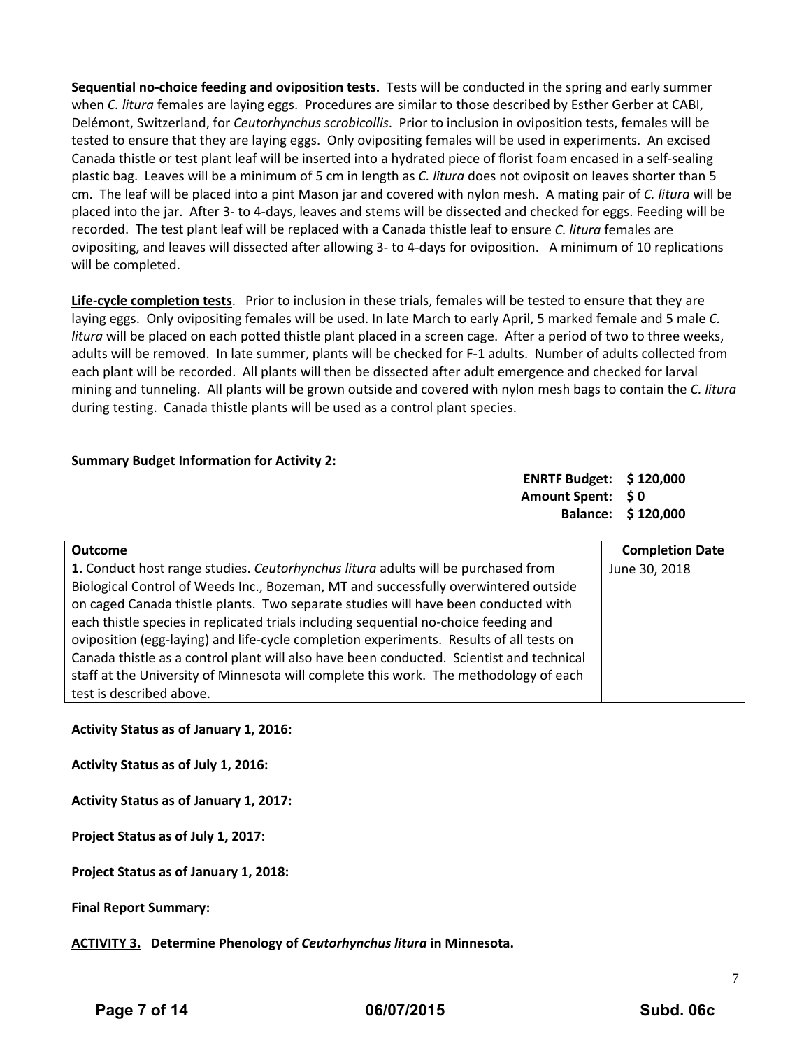**Sequential no-choice feeding and oviposition tests.** Tests will be conducted in the spring and early summer when *C. litura* females are laying eggs. Procedures are similar to those described by Esther Gerber at CABI, Delémont, Switzerland, for *Ceutorhynchus scrobicollis*. Prior to inclusion in oviposition tests, females will be tested to ensure that they are laying eggs. Only ovipositing females will be used in experiments. An excised Canada thistle or test plant leaf will be inserted into a hydrated piece of florist foam encased in a self-sealing plastic bag. Leaves will be a minimum of 5 cm in length as *C. litura* does not oviposit on leaves shorter than 5 cm. The leaf will be placed into a pint Mason jar and covered with nylon mesh. A mating pair of *C. litura* will be placed into the jar. After 3- to 4-days, leaves and stems will be dissected and checked for eggs. Feeding will be recorded. The test plant leaf will be replaced with a Canada thistle leaf to ensure *C. litura* females are ovipositing, and leaves will dissected after allowing 3- to 4-days for oviposition. A minimum of 10 replications will be completed.

**Life-cycle completion tests**. Prior to inclusion in these trials, females will be tested to ensure that they are laying eggs. Only ovipositing females will be used. In late March to early April, 5 marked female and 5 male *C. litura* will be placed on each potted thistle plant placed in a screen cage. After a period of two to three weeks, adults will be removed. In late summer, plants will be checked for F-1 adults. Number of adults collected from each plant will be recorded. All plants will then be dissected after adult emergence and checked for larval mining and tunneling. All plants will be grown outside and covered with nylon mesh bags to contain the *C. litura* during testing. Canada thistle plants will be used as a control plant species.

**Summary Budget Information for Activity 2:**

**ENRTF Budget: $ 120,000**
**Amount Spent: $ 0**
**Balance: $ 120,000**

| Outcome | Completion Date |
|---|---|
| **1.** Conduct host range studies. *Ceutorhynchus litura* adults will be purchased from Biological Control of Weeds Inc., Bozeman, MT and successfully overwintered outside on caged Canada thistle plants. Two separate studies will have been conducted with each thistle species in replicated trials including sequential no-choice feeding and oviposition (egg-laying) and life-cycle completion experiments. Results of all tests on Canada thistle as a control plant will also have been conducted. Scientist and technical staff at the University of Minnesota will complete this work. The methodology of each test is described above. | June 30, 2018 |

**Activity Status as of January 1, 2016:**

**Activity Status as of July 1, 2016:**

**Activity Status as of January 1, 2017:**

**Project Status as of July 1, 2017:**

**Project Status as of January 1, 2018:**

**Final Report Summary:**

**ACTIVITY 3. Determine Phenology of *Ceutorhynchus litura* in Minnesota.**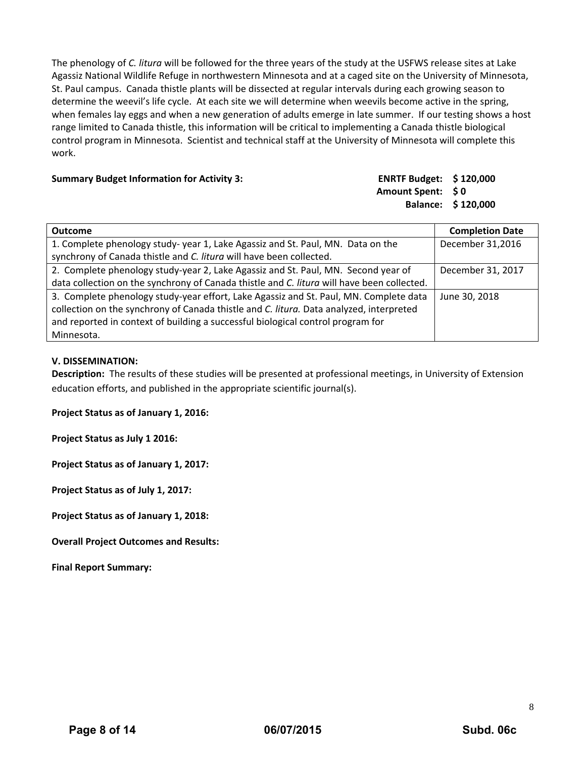The phenology of *C. litura* will be followed for the three years of the study at the USFWS release sites at Lake Agassiz National Wildlife Refuge in northwestern Minnesota and at a caged site on the University of Minnesota, St. Paul campus. Canada thistle plants will be dissected at regular intervals during each growing season to determine the weevil's life cycle. At each site we will determine when weevils become active in the spring, when females lay eggs and when a new generation of adults emerge in late summer. If our testing shows a host range limited to Canada thistle, this information will be critical to implementing a Canada thistle biological control program in Minnesota. Scientist and technical staff at the University of Minnesota will complete this work.

**Summary Budget Information for Activity 3:**

**ENRTF Budget: $ 120,000**
**Amount Spent: $ 0**
**Balance: $ 120,000**

| Outcome | Completion Date |
|---|---|
| 1. Complete phenology study- year 1, Lake Agassiz and St. Paul, MN. Data on the synchrony of Canada thistle and *C. litura* will have been collected. | December 31,2016 |
| 2. Complete phenology study-year 2, Lake Agassiz and St. Paul, MN. Second year of data collection on the synchrony of Canada thistle and *C. litura* will have been collected. | December 31, 2017 |
| 3. Complete phenology study-year effort, Lake Agassiz and St. Paul, MN. Complete data collection on the synchrony of Canada thistle and *C. litura.* Data analyzed, interpreted and reported in context of building a successful biological control program for Minnesota. | June 30, 2018 |

**V. DISSEMINATION:**

**Description:** The results of these studies will be presented at professional meetings, in University of Extension education efforts, and published in the appropriate scientific journal(s).

**Project Status as of January 1, 2016:**

**Project Status as July 1 2016:**

**Project Status as of January 1, 2017:**

**Project Status as of July 1, 2017:**

**Project Status as of January 1, 2018:**

**Overall Project Outcomes and Results:**

**Final Report Summary:**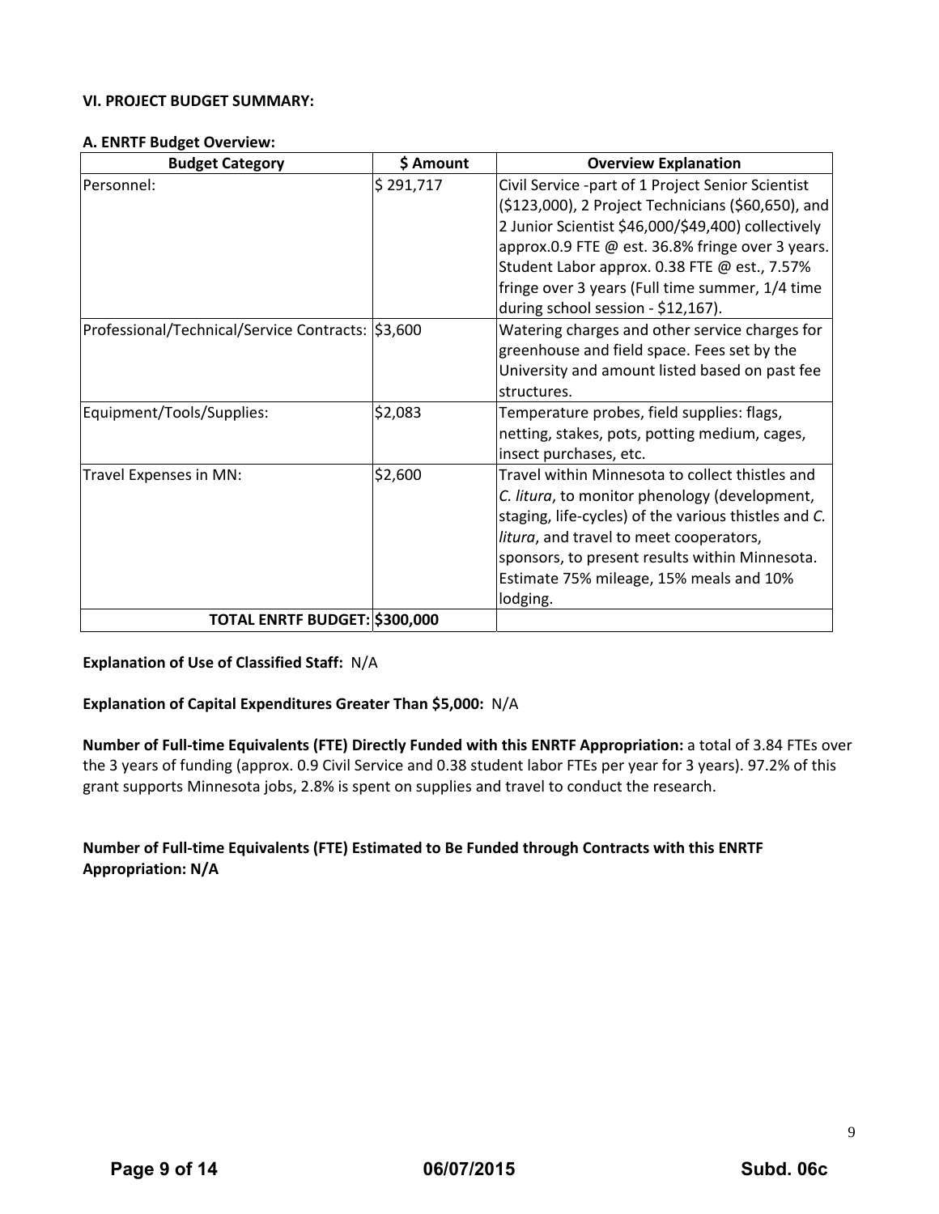**VI. PROJECT BUDGET SUMMARY:**

**A. ENRTF Budget Overview:**

| Budget Category | $ Amount | Overview Explanation |
|---|---|---|
| Personnel: | $ 291,717 | Civil Service -part of 1 Project Senior Scientist ($123,000), 2 Project Technicians ($60,650), and 2 Junior Scientist $46,000/$49,400) collectively approx.0.9 FTE @ est. 36.8% fringe over 3 years. Student Labor approx. 0.38 FTE @ est., 7.57% fringe over 3 years (Full time summer, 1/4 time during school session - $12,167). |
| Professional/Technical/Service Contracts: | $3,600 | Watering charges and other service charges for greenhouse and field space. Fees set by the University and amount listed based on past fee structures. |
| Equipment/Tools/Supplies: | $2,083 | Temperature probes, field supplies: flags, netting, stakes, pots, potting medium, cages, insect purchases, etc. |
| Travel Expenses in MN: | $2,600 | Travel within Minnesota to collect thistles and *C. litura*, to monitor phenology (development, staging, life-cycles) of the various thistles and *C. litura*, and travel to meet cooperators, sponsors, to present results within Minnesota. Estimate 75% mileage, 15% meals and 10% lodging. |
| **TOTAL ENRTF BUDGET:** | **$300,000** | |

**Explanation of Use of Classified Staff:** N/A

**Explanation of Capital Expenditures Greater Than $5,000:** N/A

**Number of Full-time Equivalents (FTE) Directly Funded with this ENRTF Appropriation:** a total of 3.84 FTEs over the 3 years of funding (approx. 0.9 Civil Service and 0.38 student labor FTEs per year for 3 years). 97.2% of this grant supports Minnesota jobs, 2.8% is spent on supplies and travel to conduct the research.

**Number of Full-time Equivalents (FTE) Estimated to Be Funded through Contracts with this ENRTF Appropriation: N/A**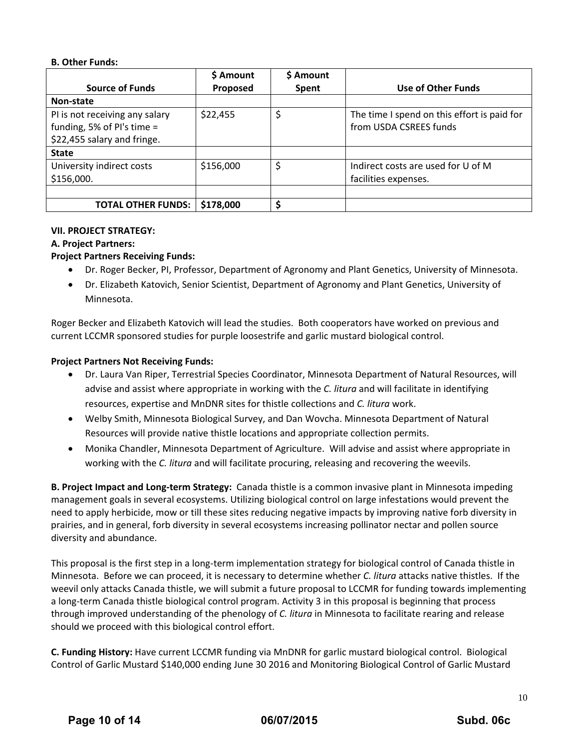**B. Other Funds:**

| Source of Funds | \$ Amount Proposed | \$ Amount Spent | Use of Other Funds |
|---|---|---|---|
| **Non-state** | | | |
| PI is not receiving any salary funding, 5% of PI's time = \$22,455 salary and fringe. | \$22,455 | \$ | The time I spend on this effort is paid for from USDA CSREES funds |
| **State** | | | |
| University indirect costs \$156,000. | \$156,000 | \$ | Indirect costs are used for U of M facilities expenses. |
| | | | |
| **TOTAL OTHER FUNDS:** | **\$178,000** | **\$** | |

**VII. PROJECT STRATEGY:**

**A. Project Partners:**

**Project Partners Receiving Funds:**

- Dr. Roger Becker, PI, Professor, Department of Agronomy and Plant Genetics, University of Minnesota.
- Dr. Elizabeth Katovich, Senior Scientist, Department of Agronomy and Plant Genetics, University of Minnesota.

Roger Becker and Elizabeth Katovich will lead the studies. Both cooperators have worked on previous and current LCCMR sponsored studies for purple loosestrife and garlic mustard biological control.

**Project Partners Not Receiving Funds:**

- Dr. Laura Van Riper, Terrestrial Species Coordinator, Minnesota Department of Natural Resources, will advise and assist where appropriate in working with the *C. litura* and will facilitate in identifying resources, expertise and MnDNR sites for thistle collections and *C. litura* work.
- Welby Smith, Minnesota Biological Survey, and Dan Wovcha. Minnesota Department of Natural Resources will provide native thistle locations and appropriate collection permits.
- Monika Chandler, Minnesota Department of Agriculture. Will advise and assist where appropriate in working with the *C. litura* and will facilitate procuring, releasing and recovering the weevils.

**B. Project Impact and Long-term Strategy:** Canada thistle is a common invasive plant in Minnesota impeding management goals in several ecosystems. Utilizing biological control on large infestations would prevent the need to apply herbicide, mow or till these sites reducing negative impacts by improving native forb diversity in prairies, and in general, forb diversity in several ecosystems increasing pollinator nectar and pollen source diversity and abundance.

This proposal is the first step in a long-term implementation strategy for biological control of Canada thistle in Minnesota. Before we can proceed, it is necessary to determine whether *C. litura* attacks native thistles. If the weevil only attacks Canada thistle, we will submit a future proposal to LCCMR for funding towards implementing a long-term Canada thistle biological control program. Activity 3 in this proposal is beginning that process through improved understanding of the phenology of *C. litura* in Minnesota to facilitate rearing and release should we proceed with this biological control effort.

**C. Funding History:** Have current LCCMR funding via MnDNR for garlic mustard biological control. Biological Control of Garlic Mustard \$140,000 ending June 30 2016 and Monitoring Biological Control of Garlic Mustard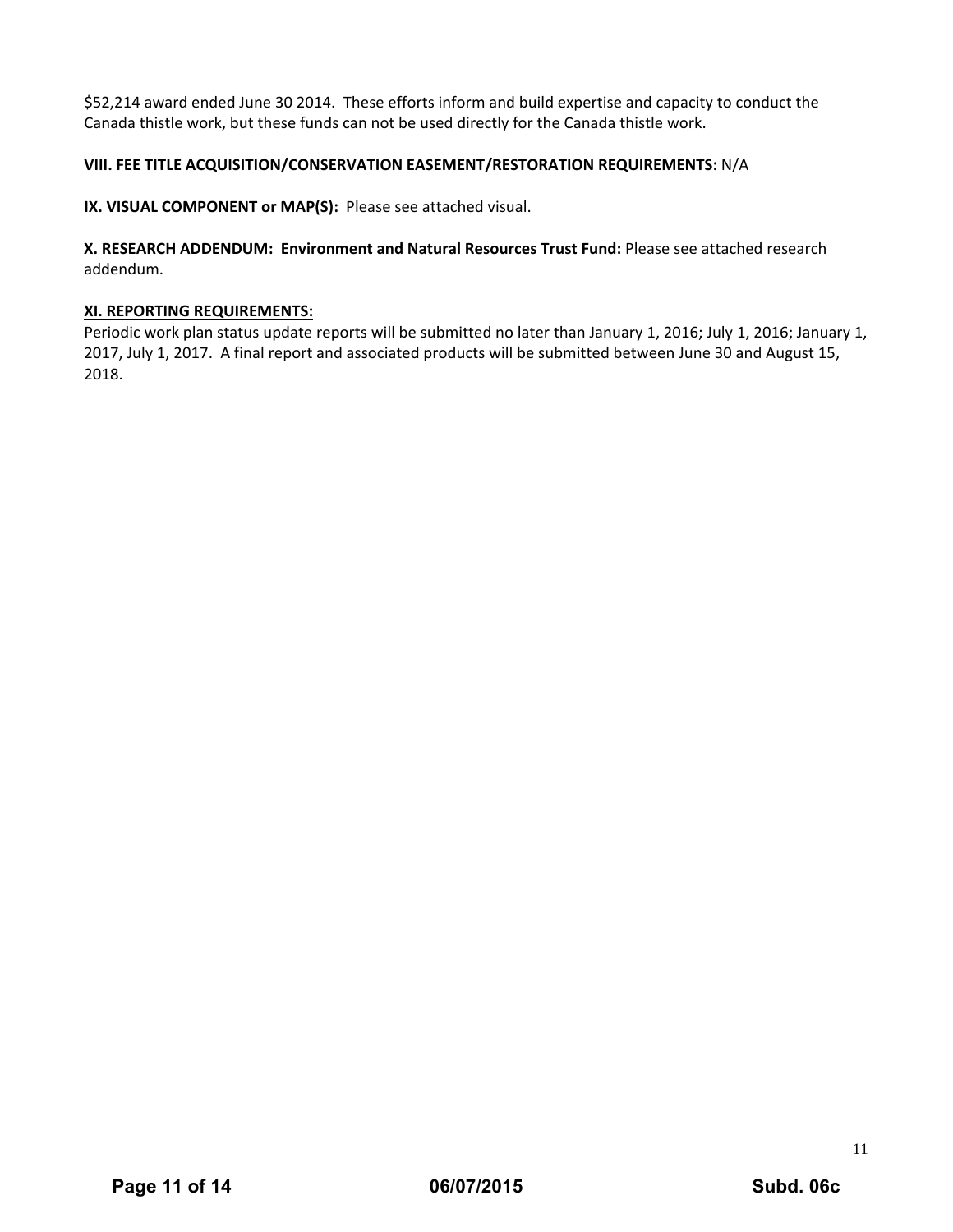$52,214 award ended June 30 2014. These efforts inform and build expertise and capacity to conduct the Canada thistle work, but these funds can not be used directly for the Canada thistle work.

**VIII. FEE TITLE ACQUISITION/CONSERVATION EASEMENT/RESTORATION REQUIREMENTS:** N/A

**IX. VISUAL COMPONENT or MAP(S):** Please see attached visual.

**X. RESEARCH ADDENDUM: Environment and Natural Resources Trust Fund:** Please see attached research addendum.

**XI. REPORTING REQUIREMENTS:**

Periodic work plan status update reports will be submitted no later than January 1, 2016; July 1, 2016; January 1, 2017, July 1, 2017. A final report and associated products will be submitted between June 30 and August 15, 2018.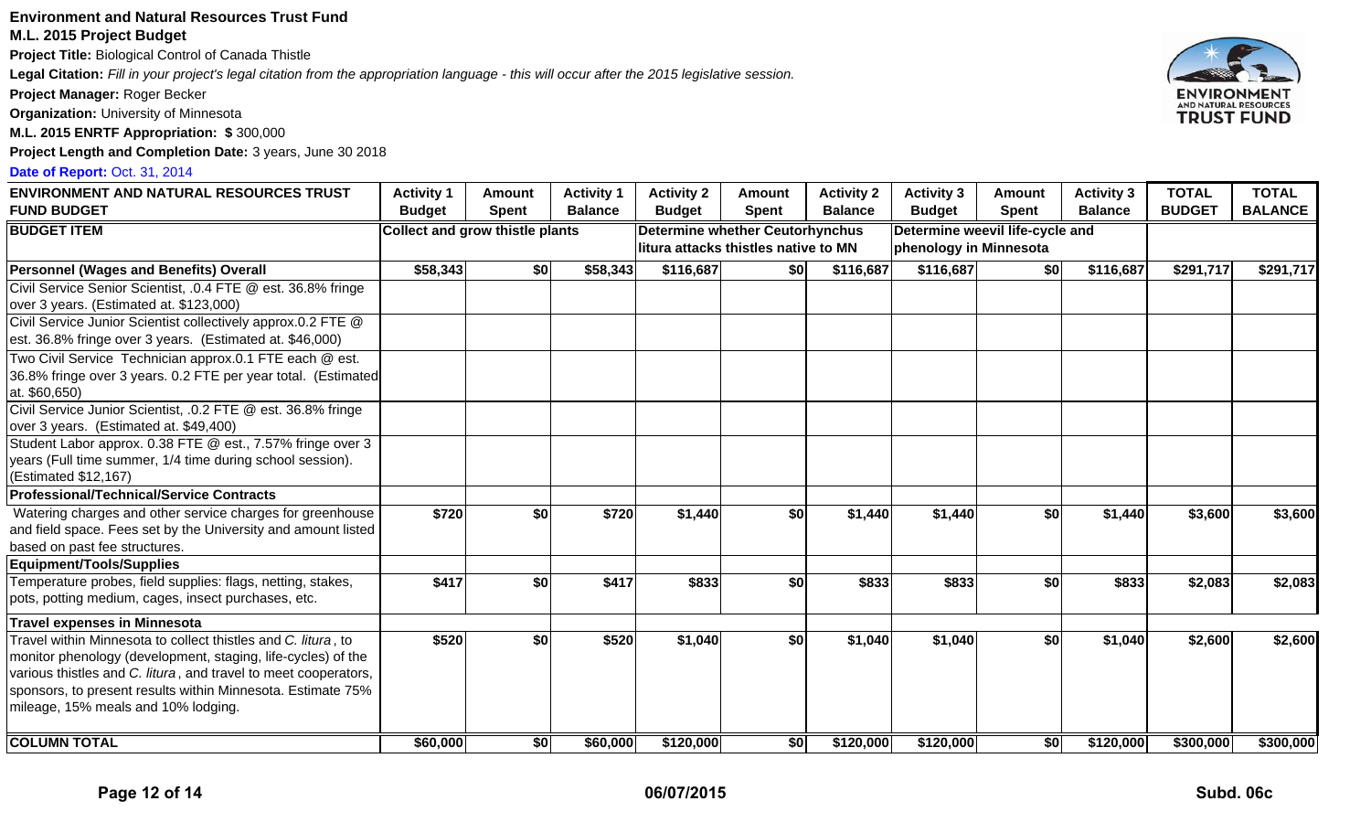**Environment and Natural Resources Trust Fund**

**M.L. 2015 Project Budget**

**Project Title:** Biological Control of Canada Thistle

**Legal Citation:** *Fill in your project's legal citation from the appropriation language - this will occur after the 2015 legislative session.*

**Project Manager:** Roger Becker

**Organization:** University of Minnesota

**M.L. 2015 ENRTF Appropriation: $** 300,000

**Project Length and Completion Date:** 3 years, June 30 2018

**Date of Report:** Oct. 31, 2014

| ENVIRONMENT AND NATURAL RESOURCES TRUST FUND BUDGET | Activity 1 Budget | Amount Spent | Activity 1 Balance | Activity 2 Budget | Amount Spent | Activity 2 Balance | Activity 3 Budget | Amount Spent | Activity 3 Balance | TOTAL BUDGET | TOTAL BALANCE |
|---|---|---|---|---|---|---|---|---|---|---|---|
| **BUDGET ITEM** | **Collect and grow thistle plants** | | | **Determine whether Ceutorhynchus litura attacks thistles native to MN** | | | **Determine weevil life-cycle and phenology in Minnesota** | | | | |
| **Personnel (Wages and Benefits) Overall** | $58,343 | $0 | $58,343 | $116,687 | $0 | $116,687 | $116,687 | $0 | $116,687 | $291,717 | $291,717 |
| Civil Service Senior Scientist, .0.4 FTE @ est. 36.8% fringe over 3 years. (Estimated at. $123,000) | | | | | | | | | | | |
| Civil Service Junior Scientist collectively approx.0.2 FTE @ est. 36.8% fringe over 3 years. (Estimated at. $46,000) | | | | | | | | | | | |
| Two Civil Service Technician approx.0.1 FTE each @ est. 36.8% fringe over 3 years. 0.2 FTE per year total. (Estimated at. $60,650) | | | | | | | | | | | |
| Civil Service Junior Scientist, .0.2 FTE @ est. 36.8% fringe over 3 years. (Estimated at. $49,400) | | | | | | | | | | | |
| Student Labor approx. 0.38 FTE @ est., 7.57% fringe over 3 years (Full time summer, 1/4 time during school session). (Estimated $12,167) | | | | | | | | | | | |
| **Professional/Technical/Service Contracts** | | | | | | | | | | | |
| Watering charges and other service charges for greenhouse and field space. Fees set by the University and amount listed based on past fee structures. | $720 | $0 | $720 | $1,440 | $0 | $1,440 | $1,440 | $0 | $1,440 | $3,600 | $3,600 |
| **Equipment/Tools/Supplies** | | | | | | | | | | | |
| Temperature probes, field supplies: flags, netting, stakes, pots, potting medium, cages, insect purchases, etc. | $417 | $0 | $417 | $833 | $0 | $833 | $833 | $0 | $833 | $2,083 | $2,083 |
| **Travel expenses in Minnesota** | | | | | | | | | | | |
| Travel within Minnesota to collect thistles and *C. litura*, to monitor phenology (development, staging, life-cycles) of the various thistles and *C. litura*, and travel to meet cooperators, sponsors, to present results within Minnesota. Estimate 75% mileage, 15% meals and 10% lodging. | $520 | $0 | $520 | $1,040 | $0 | $1,040 | $1,040 | $0 | $1,040 | $2,600 | $2,600 |
| **COLUMN TOTAL** | $60,000 | $0 | $60,000 | $120,000 | $0 | $120,000 | $120,000 | $0 | $120,000 | $300,000 | $300,000 |

06/07/2015

Subd. 06c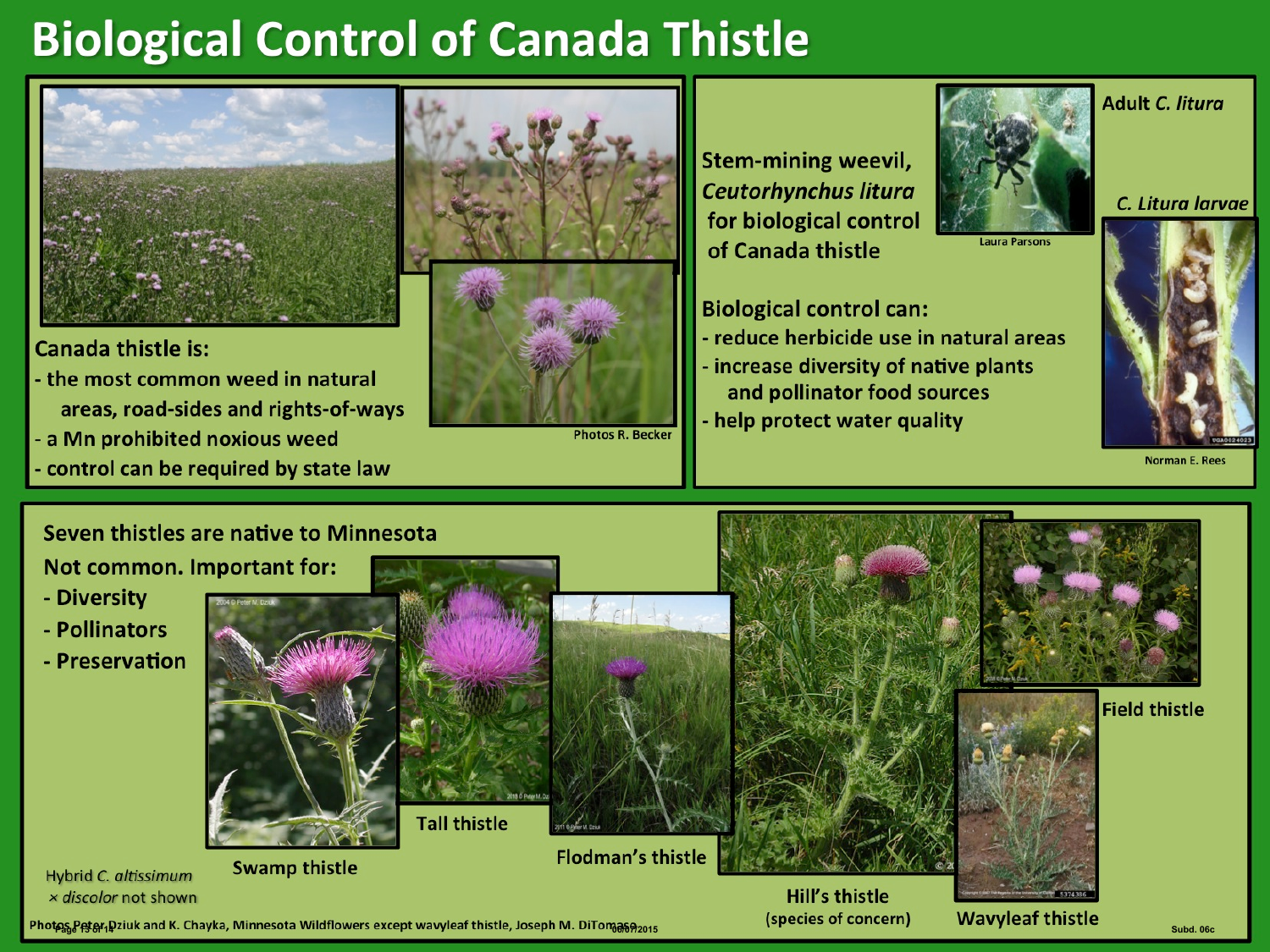# Biological Control of Canada Thistle

Canada thistle is:
- the most common weed in natural areas, road-sides and rights-of-ways
- a Mn prohibited noxious weed
- control can be required by state law

Photos R. Becker

Stem-mining weevil, *Ceutorhynchus litura* for biological control of Canada thistle

Adult *C. litura*

Laura Parsons

*C. Litura larvae*

Norman E. Rees

Biological control can:
- reduce herbicide use in natural areas
- increase diversity of native plants and pollinator food sources
- help protect water quality

Seven thistles are native to Minnesota

Not common. Important for:
- Diversity
- Pollinators
- Preservation

Swamp thistle

Tall thistle

Flodman's thistle

Hill's thistle (species of concern)

Field thistle

Wavyleaf thistle

Hybrid *C. altissimum × discolor* not shown

Photos Peter Dziuk and K. Chayka, Minnesota Wildflowers except wavyleaf thistle, Joseph M. DiTomaso

Subd. 06c